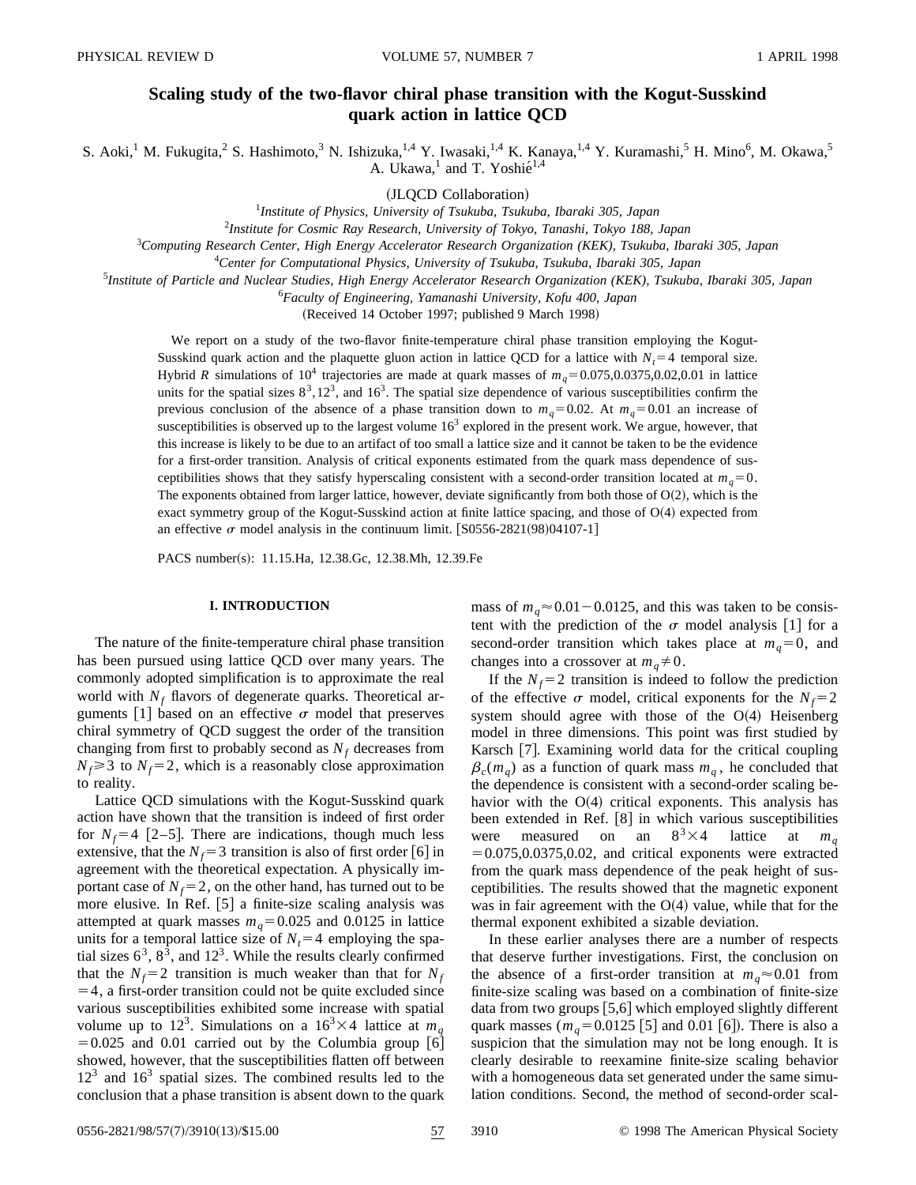# Scaling study of the two-flavor chiral phase transition with the Kogut-Susskind quark action in lattice QCD

S. Aoki,[1] M. Fukugita,[2] S. Hashimoto,[3] N. Ishizuka,[1,4] Y. Iwasaki,[1,4] K. Kanaya,[1,4] Y. Kuramashi,[5] H. Mino[6], M. Okawa,[5] A. Ukawa,[1] and T. Yoshié[1,4]

(JLQCD Collaboration)

[1]*Institute of Physics, University of Tsukuba, Tsukuba, Ibaraki 305, Japan*

[2]*Institute for Cosmic Ray Research, University of Tokyo, Tanashi, Tokyo 188, Japan*

[3]*Computing Research Center, High Energy Accelerator Research Organization (KEK), Tsukuba, Ibaraki 305, Japan*

[4]*Center for Computational Physics, University of Tsukuba, Tsukuba, Ibaraki 305, Japan*

[5]*Institute of Particle and Nuclear Studies, High Energy Accelerator Research Organization (KEK), Tsukuba, Ibaraki 305, Japan*

[6]*Faculty of Engineering, Yamanashi University, Kofu 400, Japan*

(Received 14 October 1997; published 9 March 1998)

We report on a study of the two-flavor finite-temperature chiral phase transition employing the Kogut-Susskind quark action and the plaquette gluon action in lattice QCD for a lattice with $N_t=4$ temporal size. Hybrid $R$ simulations of $10^4$ trajectories are made at quark masses of $m_q=0.075, 0.0375, 0.02, 0.01$ in lattice units for the spatial sizes $8^3, 12^3$, and $16^3$. The spatial size dependence of various susceptibilities confirm the previous conclusion of the absence of a phase transition down to $m_q=0.02$. At $m_q=0.01$ an increase of susceptibilities is observed up to the largest volume $16^3$ explored in the present work. We argue, however, that this increase is likely to be due to an artifact of too small a lattice size and it cannot be taken to be the evidence for a first-order transition. Analysis of critical exponents estimated from the quark mass dependence of susceptibilities shows that they satisfy hyperscaling consistent with a second-order transition located at $m_q=0$. The exponents obtained from larger lattice, however, deviate significantly from both those of O(2), which is the exact symmetry group of the Kogut-Susskind action at finite lattice spacing, and those of O(4) expected from an effective $\sigma$ model analysis in the continuum limit. [S0556-2821(98)04107-1]

PACS number(s): 11.15.Ha, 12.38.Gc, 12.38.Mh, 12.39.Fe

## I. INTRODUCTION

The nature of the finite-temperature chiral phase transition has been pursued using lattice QCD over many years. The commonly adopted simplification is to approximate the real world with $N_f$ flavors of degenerate quarks. Theoretical arguments [1] based on an effective $\sigma$ model that preserves chiral symmetry of QCD suggest the order of the transition changing from first to probably second as $N_f$ decreases from $N_f\geqslant 3$ to $N_f=2$, which is a reasonably close approximation to reality.

Lattice QCD simulations with the Kogut-Susskind quark action have shown that the transition is indeed of first order for $N_f=4$ [2–5]. There are indications, though much less extensive, that the $N_f=3$ transition is also of first order [6] in agreement with the theoretical expectation. A physically important case of $N_f=2$, on the other hand, has turned out to be more elusive. In Ref. [5] a finite-size scaling analysis was attempted at quark masses $m_q=0.025$ and 0.0125 in lattice units for a temporal lattice size of $N_t=4$ employing the spatial sizes $6^3$, $8^3$, and $12^3$. While the results clearly confirmed that the $N_f=2$ transition is much weaker than that for $N_f=4$, a first-order transition could not be quite excluded since various susceptibilities exhibited some increase with spatial volume up to $12^3$. Simulations on a $16^3\times 4$ lattice at $m_q=0.025$ and 0.01 carried out by the Columbia group [6] showed, however, that the susceptibilities flatten off between $12^3$ and $16^3$ spatial sizes. The combined results led to the conclusion that a phase transition is absent down to the quark mass of $m_q\approx 0.01-0.0125$, and this was taken to be consistent with the prediction of the $\sigma$ model analysis [1] for a second-order transition which takes place at $m_q=0$, and changes into a crossover at $m_q\neq 0$.

If the $N_f=2$ transition is indeed to follow the prediction of the effective $\sigma$ model, critical exponents for the $N_f=2$ system should agree with those of the O(4) Heisenberg model in three dimensions. This point was first studied by Karsch [7]. Examining world data for the critical coupling $\beta_c(m_q)$ as a function of quark mass $m_q$, he concluded that the dependence is consistent with a second-order scaling behavior with the O(4) critical exponents. This analysis has been extended in Ref. [8] in which various susceptibilities were measured on an $8^3\times 4$ lattice at $m_q=0.075, 0.0375, 0.02$, and critical exponents were extracted from the quark mass dependence of the peak height of susceptibilities. The results showed that the magnetic exponent was in fair agreement with the O(4) value, while that for the thermal exponent exhibited a sizable deviation.

In these earlier analyses there are a number of respects that deserve further investigations. First, the conclusion on the absence of a first-order transition at $m_q\approx 0.01$ from finite-size scaling was based on a combination of finite-size data from two groups [5,6] which employed slightly different quark masses ($m_q=0.0125$ [5] and 0.01 [6]). There is also a suspicion that the simulation may not be long enough. It is clearly desirable to reexamine finite-size scaling behavior with a homogeneous data set generated under the same simulation conditions. Second, the method of second-order scal-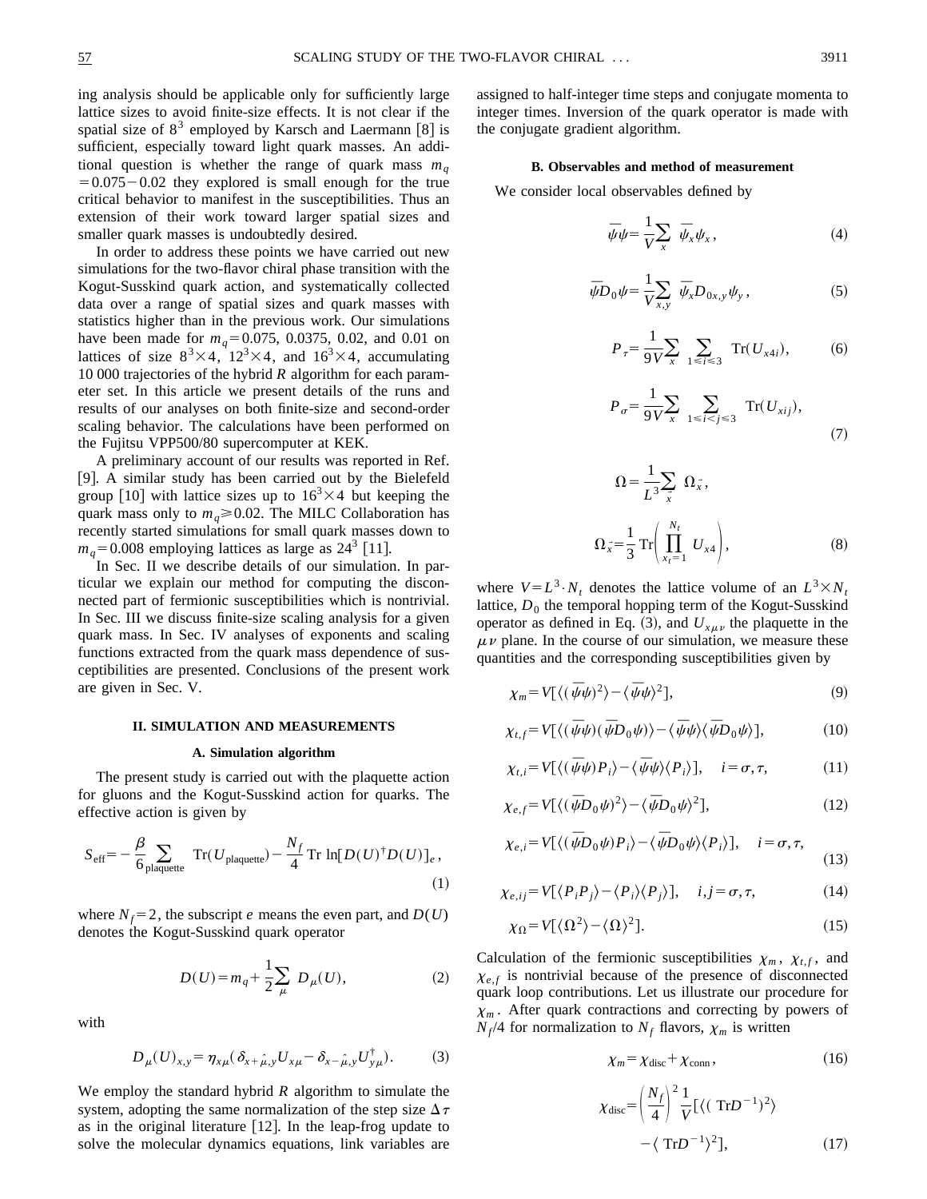ing analysis should be applicable only for sufficiently large lattice sizes to avoid finite-size effects. It is not clear if the spatial size of $8^3$ employed by Karsch and Laermann [8] is sufficient, especially toward light quark masses. An additional question is whether the range of quark mass $m_q = 0.075 - 0.02$ they explored is small enough for the true critical behavior to manifest in the susceptibilities. Thus an extension of their work toward larger spatial sizes and smaller quark masses is undoubtedly desired.

In order to address these points we have carried out new simulations for the two-flavor chiral phase transition with the Kogut-Susskind quark action, and systematically collected data over a range of spatial sizes and quark masses with statistics higher than in the previous work. Our simulations have been made for $m_q = 0.075$, 0.0375, 0.02, and 0.01 on lattices of size $8^3\times 4$, $12^3\times 4$, and $16^3\times 4$, accumulating 10 000 trajectories of the hybrid $R$ algorithm for each parameter set. In this article we present details of the runs and results of our analyses on both finite-size and second-order scaling behavior. The calculations have been performed on the Fujitsu VPP500/80 supercomputer at KEK.

A preliminary account of our results was reported in Ref. [9]. A similar study has been carried out by the Bielefeld group [10] with lattice sizes up to $16^3\times 4$ but keeping the quark mass only to $m_q \geqslant 0.02$. The MILC Collaboration has recently started simulations for small quark masses down to $m_q = 0.008$ employing lattices as large as $24^3$ [11].

In Sec. II we describe details of our simulation. In particular we explain our method for computing the disconnected part of fermionic susceptibilities which is nontrivial. In Sec. III we discuss finite-size scaling analysis for a given quark mass. In Sec. IV analyses of exponents and scaling functions extracted from the quark mass dependence of susceptibilities are presented. Conclusions of the present work are given in Sec. V.

## II. SIMULATION AND MEASUREMENTS

### A. Simulation algorithm

The present study is carried out with the plaquette action for gluons and the Kogut-Susskind action for quarks. The effective action is given by

$$S_{\rm eff} = -\frac{\beta}{6}\sum_{\rm plaquette} {\rm Tr}(U_{\rm plaquette}) - \frac{N_f}{4}\,{\rm Tr}\,\ln[D(U)^\dagger D(U)]_e, \tag{1}$$

where $N_f = 2$, the subscript $e$ means the even part, and $D(U)$ denotes the Kogut-Susskind quark operator

$$D(U) = m_q + \frac{1}{2}\sum_\mu D_\mu(U), \tag{2}$$

with

$$D_\mu(U)_{x,y} = \eta_{x\mu}(\delta_{x+\hat{\mu},y}U_{x\mu} - \delta_{x-\hat{\mu},y}U^\dagger_{y\mu}). \tag{3}$$

We employ the standard hybrid $R$ algorithm to simulate the system, adopting the same normalization of the step size $\Delta\tau$ as in the original literature [12]. In the leap-frog update to solve the molecular dynamics equations, link variables are assigned to half-integer time steps and conjugate momenta to integer times. Inversion of the quark operator is made with the conjugate gradient algorithm.

### B. Observables and method of measurement

We consider local observables defined by

$$\bar{\psi}\psi = \frac{1}{V}\sum_x \bar{\psi}_x\psi_x, \tag{4}$$

$$\bar{\psi}D_0\psi = \frac{1}{V}\sum_{x,y} \bar{\psi}_x D_{0x,y}\psi_y, \tag{5}$$

$$P_\tau = \frac{1}{9V}\sum_x \sum_{1\leqslant i\leqslant 3} {\rm Tr}(U_{x4i}), \tag{6}$$

$$P_\sigma = \frac{1}{9V}\sum_x \sum_{1\leqslant i<j\leqslant 3} {\rm Tr}(U_{xij}), \tag{7}$$

$$\Omega = \frac{1}{L^3}\sum_{\vec{x}} \Omega_{\vec{x}},$$

$$\Omega_{\vec{x}} = \frac{1}{3}{\rm Tr}\left(\prod_{x_t=1}^{N_t} U_{x4}\right), \tag{8}$$

where $V = L^3\cdot N_t$ denotes the lattice volume of an $L^3\times N_t$ lattice, $D_0$ the temporal hopping term of the Kogut-Susskind operator as defined in Eq. (3), and $U_{x\mu\nu}$ the plaquette in the $\mu\nu$ plane. In the course of our simulation, we measure these quantities and the corresponding susceptibilities given by

$$\chi_m = V[\langle(\bar{\psi}\psi)^2\rangle - \langle\bar{\psi}\psi\rangle^2], \tag{9}$$

$$\chi_{t,f} = V[\langle(\bar{\psi}\psi)(\bar{\psi}D_0\psi)\rangle - \langle\bar{\psi}\psi\rangle\langle\bar{\psi}D_0\psi\rangle], \tag{10}$$

$$\chi_{t,i} = V[\langle(\bar{\psi}\psi)P_i\rangle - \langle\bar{\psi}\psi\rangle\langle P_i\rangle], \quad i=\sigma,\tau, \tag{11}$$

$$\chi_{e,f} = V[\langle(\bar{\psi}D_0\psi)^2\rangle - \langle\bar{\psi}D_0\psi\rangle^2], \tag{12}$$

$$\chi_{e,i} = V[\langle(\bar{\psi}D_0\psi)P_i\rangle - \langle\bar{\psi}D_0\psi\rangle\langle P_i\rangle], \quad i=\sigma,\tau, \tag{13}$$

$$\chi_{e,ij} = V[\langle P_iP_j\rangle - \langle P_i\rangle\langle P_j\rangle], \quad i,j=\sigma,\tau, \tag{14}$$

$$\chi_\Omega = V[\langle\Omega^2\rangle - \langle\Omega\rangle^2]. \tag{15}$$

Calculation of the fermionic susceptibilities $\chi_m$, $\chi_{t,f}$, and $\chi_{e,f}$ is nontrivial because of the presence of disconnected quark loop contributions. Let us illustrate our procedure for $\chi_m$. After quark contractions and correcting by powers of $N_f/4$ for normalization to $N_f$ flavors, $\chi_m$ is written

$$\chi_m = \chi_{\rm disc} + \chi_{\rm conn}, \tag{16}$$

$$\chi_{\rm disc} = \left(\frac{N_f}{4}\right)^2 \frac{1}{V}[\langle({\rm Tr}D^{-1})^2\rangle - \langle{\rm Tr}D^{-1}\rangle^2], \tag{17}$$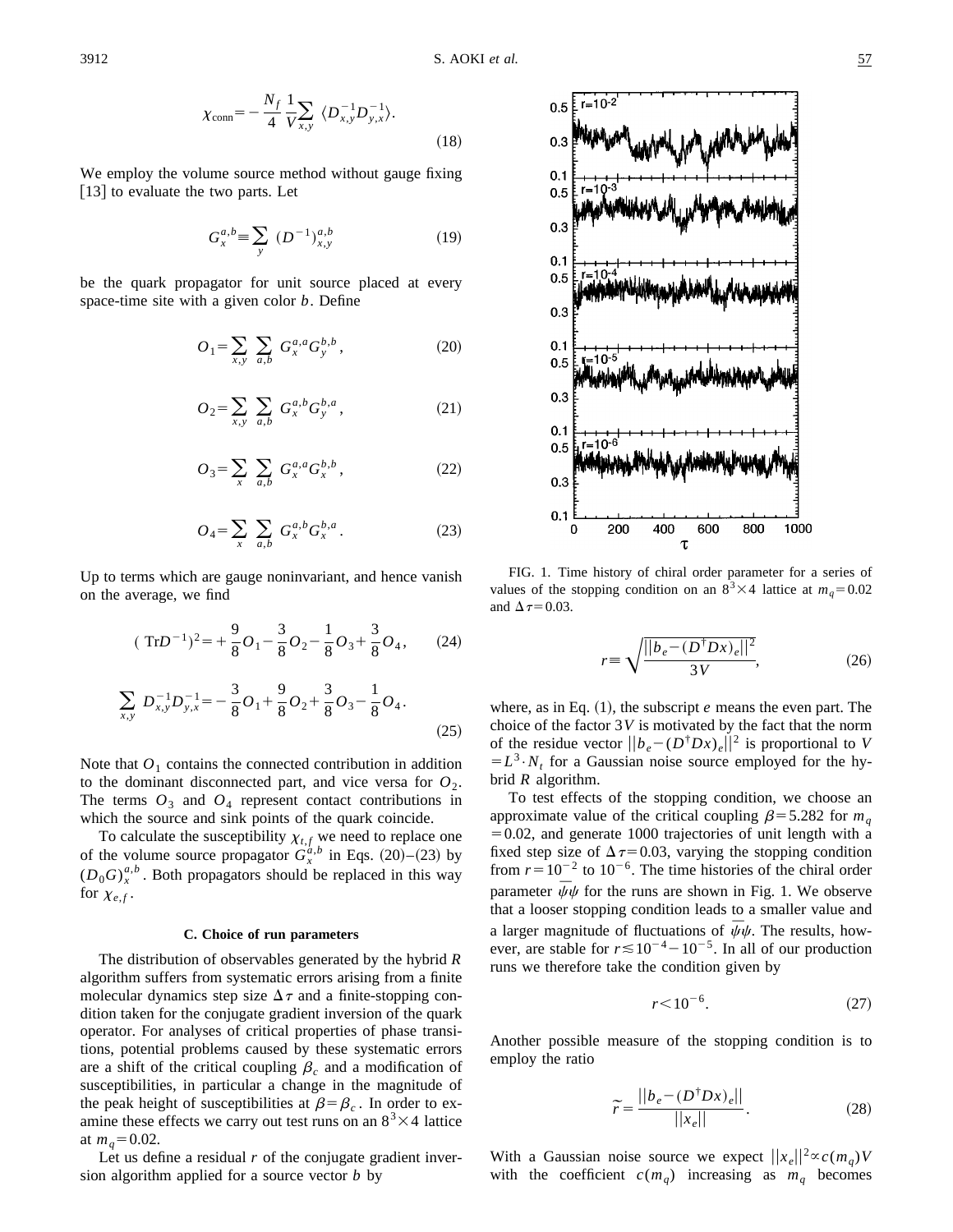$$\chi_{\rm conn} = -\frac{N_f}{4}\frac{1}{V}\sum_{x,y}\langle D^{-1}_{x,y}D^{-1}_{y,x}\rangle. \tag{18}$$

We employ the volume source method without gauge fixing [13] to evaluate the two parts. Let

$$G_x^{a,b} \equiv \sum_y (D^{-1})^{a,b}_{x,y} \tag{19}$$

be the quark propagator for unit source placed at every space-time site with a given color $b$. Define

$$O_1 = \sum_{x,y}\sum_{a,b} G_x^{a,a}G_y^{b,b}, \tag{20}$$

$$O_2 = \sum_{x,y}\sum_{a,b} G_x^{a,b}G_y^{b,a}, \tag{21}$$

$$O_3 = \sum_{x}\sum_{a,b} G_x^{a,a}G_x^{b,b}, \tag{22}$$

$$O_4 = \sum_{x}\sum_{a,b} G_x^{a,b}G_x^{b,a}. \tag{23}$$

Up to terms which are gauge noninvariant, and hence vanish on the average, we find

$$({\rm Tr}D^{-1})^2 = +\frac{9}{8}O_1 - \frac{3}{8}O_2 - \frac{1}{8}O_3 + \frac{3}{8}O_4, \tag{24}$$

$$\sum_{x,y} D^{-1}_{x,y}D^{-1}_{y,x} = -\frac{3}{8}O_1 + \frac{9}{8}O_2 + \frac{3}{8}O_3 - \frac{1}{8}O_4. \tag{25}$$

Note that $O_1$ contains the connected contribution in addition to the dominant disconnected part, and vice versa for $O_2$. The terms $O_3$ and $O_4$ represent contact contributions in which the source and sink points of the quark coincide.

To calculate the susceptibility $\chi_{t,f}$ we need to replace one of the volume source propagator $G_x^{a,b}$ in Eqs. (20)–(23) by $(D_0G)_x^{a,b}$. Both propagators should be replaced in this way for $\chi_{e,f}$.

### C. Choice of run parameters

The distribution of observables generated by the hybrid $R$ algorithm suffers from systematic errors arising from a finite molecular dynamics step size $\Delta\tau$ and a finite-stopping condition taken for the conjugate gradient inversion of the quark operator. For analyses of critical properties of phase transitions, potential problems caused by these systematic errors are a shift of the critical coupling $\beta_c$ and a modification of susceptibilities, in particular a change in the magnitude of the peak height of susceptibilities at $\beta=\beta_c$. In order to examine these effects we carry out test runs on an $8^3\times 4$ lattice at $m_q=0.02$.

Let us define a residual $r$ of the conjugate gradient inversion algorithm applied for a source vector $b$ by

FIG. 1. Time history of chiral order parameter for a series of values of the stopping condition on an $8^3\times 4$ lattice at $m_q=0.02$ and $\Delta\tau=0.03$.

$$r \equiv \sqrt{\frac{||b_e-(D^\dagger Dx)_e||^2}{3V}}, \tag{26}$$

where, as in Eq. (1), the subscript $e$ means the even part. The choice of the factor $3V$ is motivated by the fact that the norm of the residue vector $||b_e-(D^\dagger Dx)_e||^2$ is proportional to $V = L^3\cdot N_t$ for a Gaussian noise source employed for the hybrid $R$ algorithm.

To test effects of the stopping condition, we choose an approximate value of the critical coupling $\beta=5.282$ for $m_q=0.02$, and generate 1000 trajectories of unit length with a fixed step size of $\Delta\tau=0.03$, varying the stopping condition from $r=10^{-2}$ to $10^{-6}$. The time histories of the chiral order parameter $\bar{\psi}\psi$ for the runs are shown in Fig. 1. We observe that a looser stopping condition leads to a smaller value and a larger magnitude of fluctuations of $\bar{\psi}\psi$. The results, however, are stable for $r\lesssim 10^{-4}-10^{-5}$. In all of our production runs we therefore take the condition given by

$$r<10^{-6}. \tag{27}$$

Another possible measure of the stopping condition is to employ the ratio

$$\tilde{r} = \frac{||b_e-(D^\dagger Dx)_e||}{||x_e||}. \tag{28}$$

With a Gaussian noise source we expect $||x_e||^2 \propto c(m_q)V$ with the coefficient $c(m_q)$ increasing as $m_q$ becomes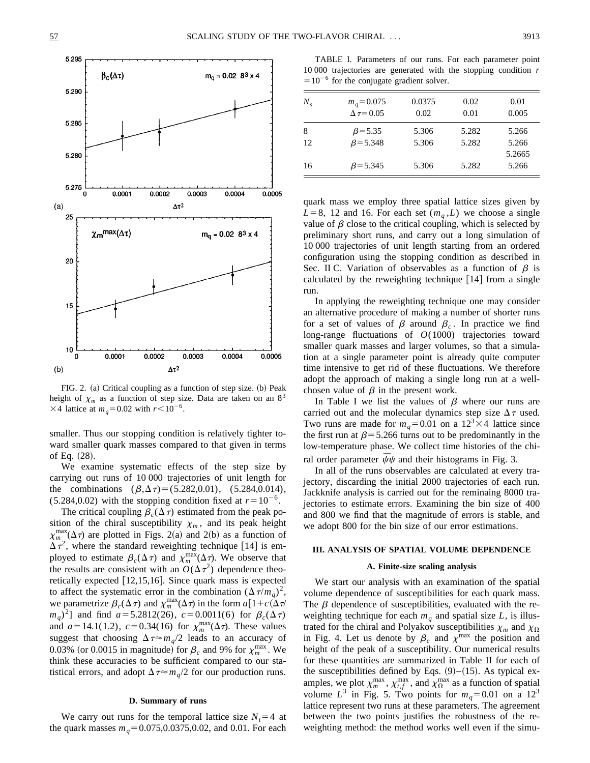FIG. 2. (a) Critical coupling as a function of step size. (b) Peak height of $\chi_m$ as a function of step size. Data are taken on an $8^3 \times 4$ lattice at $m_q = 0.02$ with $r < 10^{-6}$.

smaller. Thus our stopping condition is relatively tighter toward smaller quark masses compared to that given in terms of Eq. (28).

We examine systematic effects of the step size by carrying out runs of 10 000 trajectories of unit length for the combinations $(\beta, \Delta\tau) = (5.282, 0.01)$, $(5.284, 0.014)$, $(5.284, 0.02)$ with the stopping condition fixed at $r = 10^{-6}$.

The critical coupling $\beta_c(\Delta\tau)$ estimated from the peak position of the chiral susceptibility $\chi_m$, and its peak height $\chi_m^{\max}(\Delta\tau)$ are plotted in Figs. 2(a) and 2(b) as a function of $\Delta\tau^2$, where the standard reweighting technique [14] is employed to estimate $\beta_c(\Delta\tau)$ and $\chi_m^{\max}(\Delta\tau)$. We observe that the results are consistent with an $O(\Delta\tau^2)$ dependence theoretically expected [12,15,16]. Since quark mass is expected to affect the systematic error in the combination $(\Delta\tau/m_q)^2$, we parametrize $\beta_c(\Delta\tau)$ and $\chi_m^{\max}(\Delta\tau)$ in the form $a[1 + c(\Delta\tau/m_q)^2]$ and find $a = 5.2812(26)$, $c = 0.0011(6)$ for $\beta_c(\Delta\tau)$ and $a = 14.1(1.2)$, $c = 0.34(16)$ for $\chi_m^{\max}(\Delta\tau)$. These values suggest that choosing $\Delta\tau \approx m_q/2$ leads to an accuracy of 0.03% (or 0.0015 in magnitude) for $\beta_c$ and 9% for $\chi_m^{\max}$. We think these accuracies to be sufficient compared to our statistical errors, and adopt $\Delta\tau \approx m_q/2$ for our production runs.

### D. Summary of runs

We carry out runs for the temporal lattice size $N_t = 4$ at the quark masses $m_q = 0.075, 0.0375, 0.02$, and $0.01$. For each quark mass we employ three spatial lattice sizes given by $L = 8$, 12 and 16. For each set $(m_q, L)$ we choose a single value of $\beta$ close to the critical coupling, which is selected by preliminary short runs, and carry out a long simulation of 10 000 trajectories of unit length starting from an ordered configuration using the stopping condition as described in Sec. II C. Variation of observables as a function of $\beta$ is calculated by the reweighting technique [14] from a single run.

In applying the reweighting technique one may consider an alternative procedure of making a number of shorter runs for a set of values of $\beta$ around $\beta_c$. In practice we find long-range fluctuations of $O(1000)$ trajectories toward smaller quark masses and larger volumes, so that a simulation at a single parameter point is already quite computer time intensive to get rid of these fluctuations. We therefore adopt the approach of making a single long run at a well-chosen value of $\beta$ in the present work.

In Table I we list the values of $\beta$ where our runs are carried out and the molecular dynamics step size $\Delta\tau$ used. Two runs are made for $m_q = 0.01$ on a $12^3 \times 4$ lattice since the first run at $\beta = 5.266$ turns out to be predominantly in the low-temperature phase. We collect time histories of the chiral order parameter $\bar{\psi}\psi$ and their histograms in Fig. 3.

In all of the runs observables are calculated at every trajectory, discarding the initial 2000 trajectories of each run. Jackknife analysis is carried out for the remainaing 8000 trajectories to estimate errors. Examining the bin size of 400 and 800 we find that the magnitude of errors is stable, and we adopt 800 for the bin size of our error estimations.

TABLE I. Parameters of our runs. For each parameter point 10 000 trajectories are generated with the stopping condition $r = 10^{-6}$ for the conjugate gradient solver.

| $N_s$ | $m_q = 0.075$ | 0.0375 | 0.02 | 0.01 |
|---|---|---|---|---|
| | $\Delta\tau = 0.05$ | 0.02 | 0.01 | 0.005 |
| 8 | $\beta = 5.35$ | 5.306 | 5.282 | 5.266 |
| 12 | $\beta = 5.348$ | 5.306 | 5.282 | 5.266 |
| | | | | 5.2665 |
| 16 | $\beta = 5.345$ | 5.306 | 5.282 | 5.266 |

## III. ANALYSIS OF SPATIAL VOLUME DEPENDENCE

### A. Finite-size scaling analysis

We start our analysis with an examination of the spatial volume dependence of susceptibilities for each quark mass. The $\beta$ dependence of susceptibilities, evaluated with the reweighting technique for each $m_q$ and spatial size $L$, is illustrated for the chiral and Polyakov susceptibilities $\chi_m$ and $\chi_\Omega$ in Fig. 4. Let us denote by $\beta_c$ and $\chi^{\max}$ the position and height of the peak of a susceptibility. Our numerical results for these quantities are summarized in Table II for each of the susceptibilities defined by Eqs. (9)–(15). As typical examples, we plot $\chi_m^{\max}$, $\chi_{t,f}^{\max}$, and $\chi_\Omega^{\max}$ as a function of spatial volume $L^3$ in Fig. 5. Two points for $m_q = 0.01$ on a $12^3$ lattice represent two runs at these parameters. The agreement between the two points justifies the robustness of the reweighting method: the method works well even if the simu-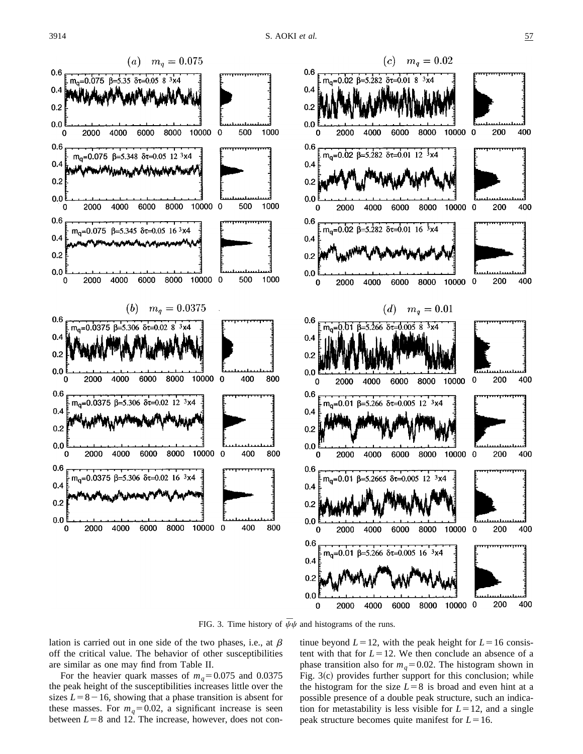FIG. 3. Time history of $\bar{\psi}\psi$ and histograms of the runs.

lation is carried out in one side of the two phases, i.e., at $\beta$ off the critical value. The behavior of other susceptibilities are similar as one may find from Table II.

For the heavier quark masses of $m_q = 0.075$ and 0.0375 the peak height of the susceptibilities increases little over the sizes $L = 8 - 16$, showing that a phase transition is absent for these masses. For $m_q = 0.02$, a significant increase is seen between $L = 8$ and 12. The increase, however, does not continue beyond $L = 12$, with the peak height for $L = 16$ consistent with that for $L = 12$. We then conclude an absence of a phase transition also for $m_q = 0.02$. The histogram shown in Fig. 3(c) provides further support for this conclusion; while the histogram for the size $L = 8$ is broad and even hint at a possible presence of a double peak structure, such an indication for metastability is less visible for $L = 12$, and a single peak structure becomes quite manifest for $L = 16$.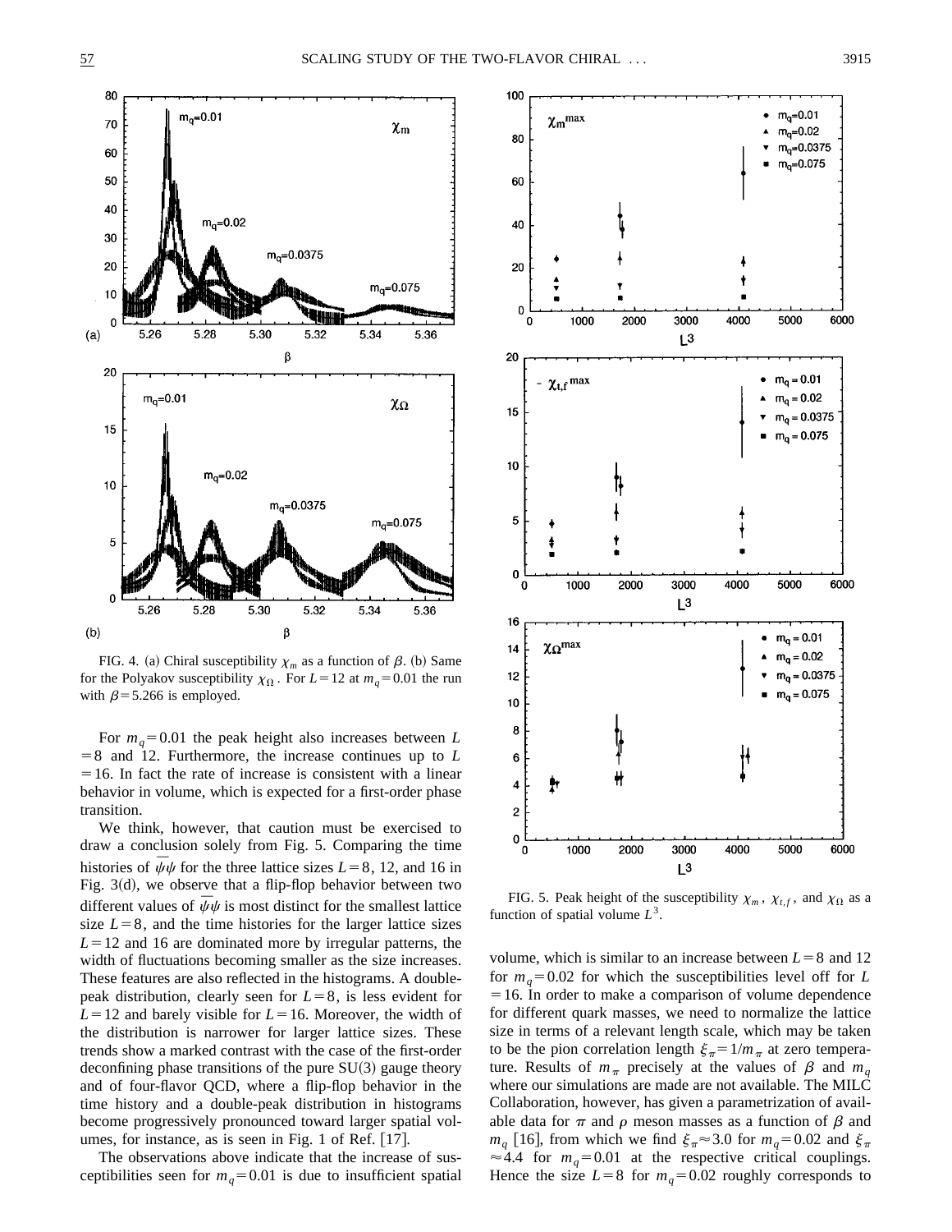FIG. 4. (a) Chiral susceptibility $\chi_m$ as a function of $\beta$. (b) Same for the Polyakov susceptibility $\chi_\Omega$. For $L=12$ at $m_q=0.01$ the run with $\beta=5.266$ is employed.

FIG. 5. Peak height of the susceptibility $\chi_m$, $\chi_{t,f}$, and $\chi_\Omega$ as a function of spatial volume $L^3$.

For $m_q=0.01$ the peak height also increases between $L=8$ and 12. Furthermore, the increase continues up to $L=16$. In fact the rate of increase is consistent with a linear behavior in volume, which is expected for a first-order phase transition.

We think, however, that caution must be exercised to draw a conclusion solely from Fig. 5. Comparing the time histories of $\bar{\psi}\psi$ for the three lattice sizes $L=8$, 12, and 16 in Fig. 3(d), we observe that a flip-flop behavior between two different values of $\bar{\psi}\psi$ is most distinct for the smallest lattice size $L=8$, and the time histories for the larger lattice sizes $L=12$ and 16 are dominated more by irregular patterns, the width of fluctuations becoming smaller as the size increases. These features are also reflected in the histograms. A double-peak distribution, clearly seen for $L=8$, is less evident for $L=12$ and barely visible for $L=16$. Moreover, the width of the distribution is narrower for larger lattice sizes. These trends show a marked contrast with the case of the first-order deconfining phase transitions of the pure SU(3) gauge theory and of four-flavor QCD, where a flip-flop behavior in the time history and a double-peak distribution in histograms become progressively pronounced toward larger spatial volumes, for instance, as is seen in Fig. 1 of Ref. [17].

The observations above indicate that the increase of susceptibilities seen for $m_q=0.01$ is due to insufficient spatial volume, which is similar to an increase between $L=8$ and 12 for $m_q=0.02$ for which the susceptibilities level off for $L=16$. In order to make a comparison of volume dependence for different quark masses, we need to normalize the lattice size in terms of a relevant length scale, which may be taken to be the pion correlation length $\xi_\pi = 1/m_\pi$ at zero temperature. Results of $m_\pi$ precisely at the values of $\beta$ and $m_q$ where our simulations are made are not available. The MILC Collaboration, however, has given a parametrization of available data for $\pi$ and $\rho$ meson masses as a function of $\beta$ and $m_q$ [16], from which we find $\xi_\pi \approx 3.0$ for $m_q=0.02$ and $\xi_\pi \approx 4.4$ for $m_q=0.01$ at the respective critical couplings. Hence the size $L=8$ for $m_q=0.02$ roughly corresponds to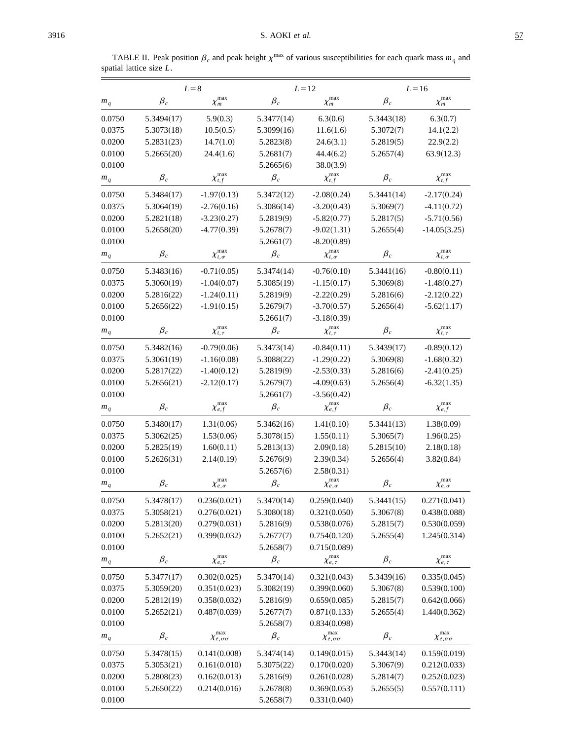TABLE II. Peak position $\beta_c$ and peak height $\chi^{\max}$ of various susceptibilities for each quark mass $m_q$ and spatial lattice size $L$.

| | $L=8$ | | $L=12$ | | $L=16$ | |
|---|---|---|---|---|---|---|
| $m_q$ | $\beta_c$ | $\chi_m^{\max}$ | $\beta_c$ | $\chi_m^{\max}$ | $\beta_c$ | $\chi_m^{\max}$ |
| 0.0750 | 5.3494(17) | 5.9(0.3) | 5.3477(14) | 6.3(0.6) | 5.3443(18) | 6.3(0.7) |
| 0.0375 | 5.3073(18) | 10.5(0.5) | 5.3099(16) | 11.6(1.6) | 5.3072(7) | 14.1(2.2) |
| 0.0200 | 5.2831(23) | 14.7(1.0) | 5.2823(8) | 24.6(3.1) | 5.2819(5) | 22.9(2.2) |
| 0.0100 | 5.2665(20) | 24.4(1.6) | 5.2681(7) | 44.4(6.2) | 5.2657(4) | 63.9(12.3) |
| 0.0100 | | | 5.2665(6) | 38.0(3.9) | | |
| $m_q$ | $\beta_c$ | $\chi_{t,f}^{\max}$ | $\beta_c$ | $\chi_{t,f}^{\max}$ | $\beta_c$ | $\chi_{t,f}^{\max}$ |
| 0.0750 | 5.3484(17) | -1.97(0.13) | 5.3472(12) | -2.08(0.24) | 5.3441(14) | -2.17(0.24) |
| 0.0375 | 5.3064(19) | -2.76(0.16) | 5.3086(14) | -3.20(0.43) | 5.3069(7) | -4.11(0.72) |
| 0.0200 | 5.2821(18) | -3.23(0.27) | 5.2819(9) | -5.82(0.77) | 5.2817(5) | -5.71(0.56) |
| 0.0100 | 5.2658(20) | -4.77(0.39) | 5.2678(7) | -9.02(1.31) | 5.2655(4) | -14.05(3.25) |
| 0.0100 | | | 5.2661(7) | -8.20(0.89) | | |
| $m_q$ | $\beta_c$ | $\chi_{t,\sigma}^{\max}$ | $\beta_c$ | $\chi_{t,\sigma}^{\max}$ | $\beta_c$ | $\chi_{t,\sigma}^{\max}$ |
| 0.0750 | 5.3483(16) | -0.71(0.05) | 5.3474(14) | -0.76(0.10) | 5.3441(16) | -0.80(0.11) |
| 0.0375 | 5.3060(19) | -1.04(0.07) | 5.3085(19) | -1.15(0.17) | 5.3069(8) | -1.48(0.27) |
| 0.0200 | 5.2816(22) | -1.24(0.11) | 5.2819(9) | -2.22(0.29) | 5.2816(6) | -2.12(0.22) |
| 0.0100 | 5.2656(22) | -1.91(0.15) | 5.2679(7) | -3.70(0.57) | 5.2656(4) | -5.62(1.17) |
| 0.0100 | | | 5.2661(7) | -3.18(0.39) | | |
| $m_q$ | $\beta_c$ | $\chi_{t,\tau}^{\max}$ | $\beta_c$ | $\chi_{t,\tau}^{\max}$ | $\beta_c$ | $\chi_{t,\tau}^{\max}$ |
| 0.0750 | 5.3482(16) | -0.79(0.06) | 5.3473(14) | -0.84(0.11) | 5.3439(17) | -0.89(0.12) |
| 0.0375 | 5.3061(19) | -1.16(0.08) | 5.3088(22) | -1.29(0.22) | 5.3069(8) | -1.68(0.32) |
| 0.0200 | 5.2817(22) | -1.40(0.12) | 5.2819(9) | -2.53(0.33) | 5.2816(6) | -2.41(0.25) |
| 0.0100 | 5.2656(21) | -2.12(0.17) | 5.2679(7) | -4.09(0.63) | 5.2656(4) | -6.32(1.35) |
| 0.0100 | | | 5.2661(7) | -3.56(0.42) | | |
| $m_q$ | $\beta_c$ | $\chi_{e,f}^{\max}$ | $\beta_c$ | $\chi_{e,f}^{\max}$ | $\beta_c$ | $\chi_{e,f}^{\max}$ |
| 0.0750 | 5.3480(17) | 1.31(0.06) | 5.3462(16) | 1.41(0.10) | 5.3441(13) | 1.38(0.09) |
| 0.0375 | 5.3062(25) | 1.53(0.06) | 5.3078(15) | 1.55(0.11) | 5.3065(7) | 1.96(0.25) |
| 0.0200 | 5.2825(19) | 1.60(0.11) | 5.2813(13) | 2.09(0.18) | 5.2815(10) | 2.18(0.18) |
| 0.0100 | 5.2626(31) | 2.14(0.19) | 5.2676(9) | 2.39(0.34) | 5.2656(4) | 3.82(0.84) |
| 0.0100 | | | 5.2657(6) | 2.58(0.31) | | |
| $m_q$ | $\beta_c$ | $\chi_{e,\sigma}^{\max}$ | $\beta_c$ | $\chi_{e,\sigma}^{\max}$ | $\beta_c$ | $\chi_{e,\sigma}^{\max}$ |
| 0.0750 | 5.3478(17) | 0.236(0.021) | 5.3470(14) | 0.259(0.040) | 5.3441(15) | 0.271(0.041) |
| 0.0375 | 5.3058(21) | 0.276(0.021) | 5.3080(18) | 0.321(0.050) | 5.3067(8) | 0.438(0.088) |
| 0.0200 | 5.2813(20) | 0.279(0.031) | 5.2816(9) | 0.538(0.076) | 5.2815(7) | 0.530(0.059) |
| 0.0100 | 5.2652(21) | 0.399(0.032) | 5.2677(7) | 0.754(0.120) | 5.2655(4) | 1.245(0.314) |
| 0.0100 | | | 5.2658(7) | 0.715(0.089) | | |
| $m_q$ | $\beta_c$ | $\chi_{e,\tau}^{\max}$ | $\beta_c$ | $\chi_{e,\tau}^{\max}$ | $\beta_c$ | $\chi_{e,\tau}^{\max}$ |
| 0.0750 | 5.3477(17) | 0.302(0.025) | 5.3470(14) | 0.321(0.043) | 5.3439(16) | 0.335(0.045) |
| 0.0375 | 5.3059(20) | 0.351(0.023) | 5.3082(19) | 0.399(0.060) | 5.3067(8) | 0.539(0.100) |
| 0.0200 | 5.2812(19) | 0.358(0.032) | 5.2816(9) | 0.659(0.085) | 5.2815(7) | 0.642(0.066) |
| 0.0100 | 5.2652(21) | 0.487(0.039) | 5.2677(7) | 0.871(0.133) | 5.2655(4) | 1.440(0.362) |
| 0.0100 | | | 5.2658(7) | 0.834(0.098) | | |
| $m_q$ | $\beta_c$ | $\chi_{e,\sigma\sigma}^{\max}$ | $\beta_c$ | $\chi_{e,\sigma\sigma}^{\max}$ | $\beta_c$ | $\chi_{e,\sigma\sigma}^{\max}$ |
| 0.0750 | 5.3478(15) | 0.141(0.008) | 5.3474(14) | 0.149(0.015) | 5.3443(14) | 0.159(0.019) |
| 0.0375 | 5.3053(21) | 0.161(0.010) | 5.3075(22) | 0.170(0.020) | 5.3067(9) | 0.212(0.033) |
| 0.0200 | 5.2808(23) | 0.162(0.013) | 5.2816(9) | 0.261(0.028) | 5.2814(7) | 0.252(0.023) |
| 0.0100 | 5.2650(22) | 0.214(0.016) | 5.2678(8) | 0.369(0.053) | 5.2655(5) | 0.557(0.111) |
| 0.0100 | | | 5.2658(7) | 0.331(0.040) | | |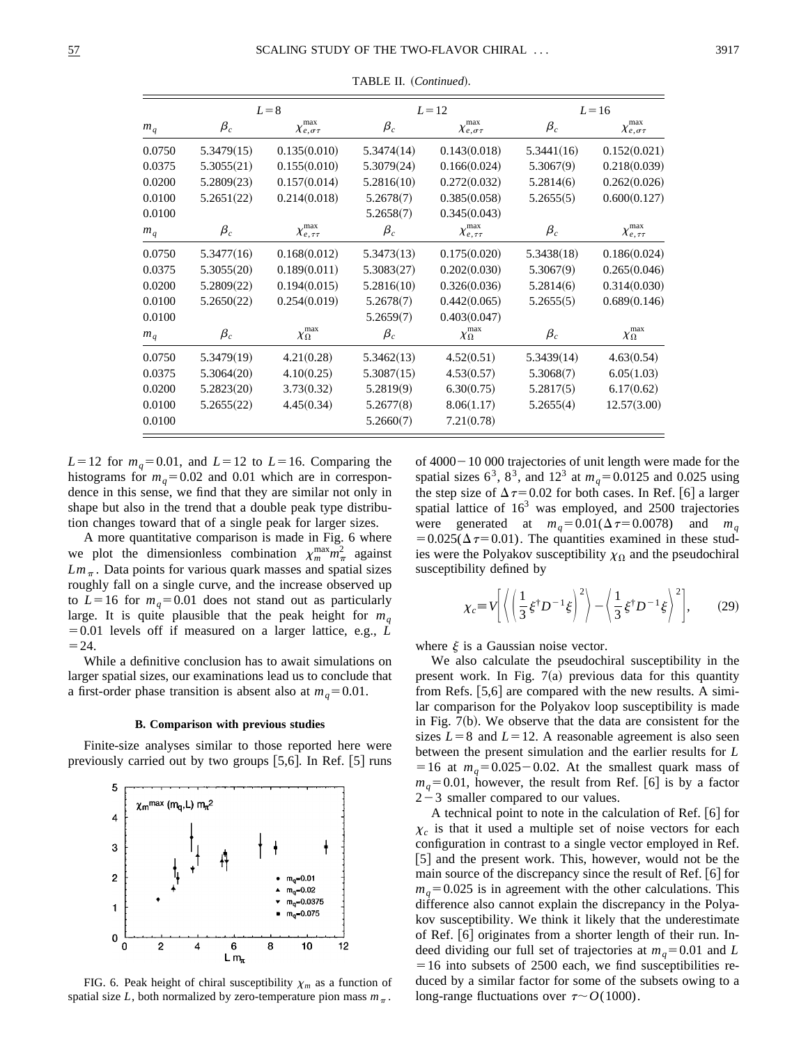TABLE II. (*Continued*).

| | $L=8$ | | $L=12$ | | $L=16$ | |
|---|---|---|---|---|---|---|
| $m_q$ | $\beta_c$ | $\chi_{e,\sigma\tau}^{\max}$ | $\beta_c$ | $\chi_{e,\sigma\tau}^{\max}$ | $\beta_c$ | $\chi_{e,\sigma\tau}^{\max}$ |
| 0.0750 | 5.3479(15) | 0.135(0.010) | 5.3474(14) | 0.143(0.018) | 5.3441(16) | 0.152(0.021) |
| 0.0375 | 5.3055(21) | 0.155(0.010) | 5.3079(24) | 0.166(0.024) | 5.3067(9) | 0.218(0.039) |
| 0.0200 | 5.2809(23) | 0.157(0.014) | 5.2816(10) | 0.272(0.032) | 5.2814(6) | 0.262(0.026) |
| 0.0100 | 5.2651(22) | 0.214(0.018) | 5.2678(7) | 0.385(0.058) | 5.2655(5) | 0.600(0.127) |
| 0.0100 | | | 5.2658(7) | 0.345(0.043) | | |
| $m_q$ | $\beta_c$ | $\chi_{e,\tau\tau}^{\max}$ | $\beta_c$ | $\chi_{e,\tau\tau}^{\max}$ | $\beta_c$ | $\chi_{e,\tau\tau}^{\max}$ |
| 0.0750 | 5.3477(16) | 0.168(0.012) | 5.3473(13) | 0.175(0.020) | 5.3438(18) | 0.186(0.024) |
| 0.0375 | 5.3055(20) | 0.189(0.011) | 5.3083(27) | 0.202(0.030) | 5.3067(9) | 0.265(0.046) |
| 0.0200 | 5.2809(22) | 0.194(0.015) | 5.2816(10) | 0.326(0.036) | 5.2814(6) | 0.314(0.030) |
| 0.0100 | 5.2650(22) | 0.254(0.019) | 5.2678(7) | 0.442(0.065) | 5.2655(5) | 0.689(0.146) |
| 0.0100 | | | 5.2659(7) | 0.403(0.047) | | |
| $m_q$ | $\beta_c$ | $\chi_{\Omega}^{\max}$ | $\beta_c$ | $\chi_{\Omega}^{\max}$ | $\beta_c$ | $\chi_{\Omega}^{\max}$ |
| 0.0750 | 5.3479(19) | 4.21(0.28) | 5.3462(13) | 4.52(0.51) | 5.3439(14) | 4.63(0.54) |
| 0.0375 | 5.3064(20) | 4.10(0.25) | 5.3087(15) | 4.53(0.57) | 5.3068(7) | 6.05(1.03) |
| 0.0200 | 5.2823(20) | 3.73(0.32) | 5.2819(9) | 6.30(0.75) | 5.2817(5) | 6.17(0.62) |
| 0.0100 | 5.2655(22) | 4.45(0.34) | 5.2677(8) | 8.06(1.17) | 5.2655(4) | 12.57(3.00) |
| 0.0100 | | | 5.2660(7) | 7.21(0.78) | | |

$L=12$ for $m_q=0.01$, and $L=12$ to $L=16$. Comparing the histograms for $m_q=0.02$ and 0.01 which are in correspondence in this sense, we find that they are similar not only in shape but also in the trend that a double peak type distribution changes toward that of a single peak for larger sizes.

A more quantitative comparison is made in Fig. 6 where we plot the dimensionless combination $\chi_m^{\max} m_\pi^2$ against $Lm_\pi$. Data points for various quark masses and spatial sizes roughly fall on a single curve, and the increase observed up to $L=16$ for $m_q=0.01$ does not stand out as particularly large. It is quite plausible that the peak height for $m_q=0.01$ levels off if measured on a larger lattice, e.g., $L=24$.

While a definitive conclusion has to await simulations on larger spatial sizes, our examinations lead us to conclude that a first-order phase transition is absent also at $m_q=0.01$.

### B. Comparison with previous studies

Finite-size analyses similar to those reported here were previously carried out by two groups [5,6]. In Ref. [5] runs

FIG. 6. Peak height of chiral susceptibility $\chi_m$ as a function of spatial size $L$, both normalized by zero-temperature pion mass $m_\pi$.

of 4000−10 000 trajectories of unit length were made for the spatial sizes $6^3$, $8^3$, and $12^3$ at $m_q=0.0125$ and 0.025 using the step size of $\Delta\tau=0.02$ for both cases. In Ref. [6] a larger spatial lattice of $16^3$ was employed, and 2500 trajectories were generated at $m_q=0.01(\Delta\tau=0.0078)$ and $m_q=0.025(\Delta\tau=0.01)$. The quantities examined in these studies were the Polyakov susceptibility $\chi_\Omega$ and the pseudochiral susceptibility defined by

$$\chi_c \equiv V\left[\left\langle\left(\frac{1}{3}\xi^\dagger D^{-1}\xi\right)^2\right\rangle - \left\langle\frac{1}{3}\xi^\dagger D^{-1}\xi\right\rangle^2\right], \tag{29}$$

where $\xi$ is a Gaussian noise vector.

We also calculate the pseudochiral susceptibility in the present work. In Fig. 7(a) previous data for this quantity from Refs. [5,6] are compared with the new results. A similar comparison for the Polyakov loop susceptibility is made in Fig. 7(b). We observe that the data are consistent for the sizes $L=8$ and $L=12$. A reasonable agreement is also seen between the present simulation and the earlier results for $L=16$ at $m_q=0.025-0.02$. At the smallest quark mass of $m_q=0.01$, however, the result from Ref. [6] is by a factor 2−3 smaller compared to our values.

A technical point to note in the calculation of Ref. [6] for $\chi_c$ is that it used a multiple set of noise vectors for each configuration in contrast to a single vector employed in Ref. [5] and the present work. This, however, would not be the main source of the discrepancy since the result of Ref. [6] for $m_q=0.025$ is in agreement with the other calculations. This difference also cannot explain the discrepancy in the Polyakov susceptibility. We think it likely that the underestimate of Ref. [6] originates from a shorter length of their run. Indeed dividing our full set of trajectories at $m_q=0.01$ and $L=16$ into subsets of 2500 each, we find susceptibilities reduced by a similar factor for some of the subsets owing to a long-range fluctuations over $\tau \sim O(1000)$.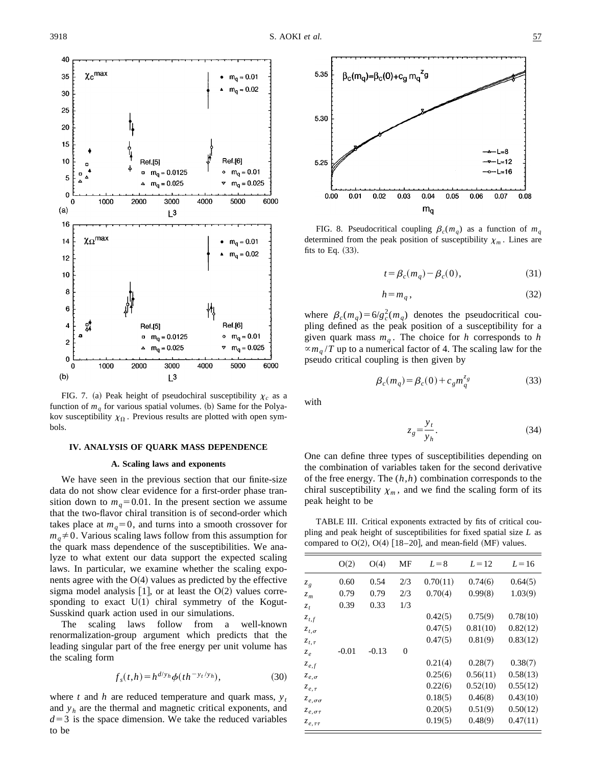FIG. 7. (a) Peak height of pseudochiral susceptibility $\chi_c$ as a function of $m_q$ for various spatial volumes. (b) Same for the Polyakov susceptibility $\chi_\Omega$. Previous results are plotted with open symbols.

## IV. ANALYSIS OF QUARK MASS DEPENDENCE

### A. Scaling laws and exponents

We have seen in the previous section that our finite-size data do not show clear evidence for a first-order phase transition down to $m_q=0.01$. In the present section we assume that the two-flavor chiral transition is of second-order which takes place at $m_q=0$, and turns into a smooth crossover for $m_q\neq 0$. Various scaling laws follow from this assumption for the quark mass dependence of the susceptibilities. We analyze to what extent our data support the expected scaling laws. In particular, we examine whether the scaling exponents agree with the O(4) values as predicted by the effective sigma model analysis [1], or at least the O(2) values corresponding to exact U(1) chiral symmetry of the Kogut-Susskind quark action used in our simulations.

The scaling laws follow from a well-known renormalization-group argument which predicts that the leading singular part of the free energy per unit volume has the scaling form

$$f_s(t,h)=h^{d/y_h}\phi(th^{-y_t/y_h}), \tag{30}$$

where $t$ and $h$ are reduced temperature and quark mass, $y_t$ and $y_h$ are the thermal and magnetic critical exponents, and $d=3$ is the space dimension. We take the reduced variables to be

FIG. 8. Pseudocritical coupling $\beta_c(m_q)$ as a function of $m_q$ determined from the peak position of susceptibility $\chi_m$. Lines are fits to Eq. (33).

$$t=\beta_c(m_q)-\beta_c(0), \tag{31}$$

$$h=m_q, \tag{32}$$

where $\beta_c(m_q)=6/g_c^2(m_q)$ denotes the pseudocritical coupling defined as the peak position of a susceptibility for a given quark mass $m_q$. The choice for $h$ corresponds to $h \propto m_q/T$ up to a numerical factor of 4. The scaling law for the pseudo critical coupling is then given by

$$\beta_c(m_q)=\beta_c(0)+c_g m_q^{z_g} \tag{33}$$

with

$$z_g=\frac{y_t}{y_h}. \tag{34}$$

One can define three types of susceptibilities depending on the combination of variables taken for the second derivative of the free energy. The $(h,h)$ combination corresponds to the chiral susceptibility $\chi_m$, and we find the scaling form of its peak height to be

TABLE III. Critical exponents extracted by fits of critical coupling and peak height of susceptibilities for fixed spatial size $L$ as compared to O(2), O(4) [18–20], and mean-field (MF) values.

| | O(2) | O(4) | MF | $L=8$ | $L=12$ | $L=16$ |
|---|---|---|---|---|---|---|
| $z_g$ | 0.60 | 0.54 | 2/3 | 0.70(11) | 0.74(6) | 0.64(5) |
| $z_m$ | 0.79 | 0.79 | 2/3 | 0.70(4) | 0.99(8) | 1.03(9) |
| $z_t$ | 0.39 | 0.33 | 1/3 | | | |
| $z_{t,f}$ | | | | 0.42(5) | 0.75(9) | 0.78(10) |
| $z_{t,\sigma}$ | | | | 0.47(5) | 0.81(10) | 0.82(12) |
| $z_{t,\tau}$ | | | | 0.47(5) | 0.81(9) | 0.83(12) |
| $z_e$ | -0.01 | -0.13 | 0 | | | |
| $z_{e,f}$ | | | | 0.21(4) | 0.28(7) | 0.38(7) |
| $z_{e,\sigma}$ | | | | 0.25(6) | 0.56(11) | 0.58(13) |
| $z_{e,\tau}$ | | | | 0.22(6) | 0.52(10) | 0.55(12) |
| $z_{e,\sigma\sigma}$ | | | | 0.18(5) | 0.46(8) | 0.43(10) |
| $z_{e,\sigma\tau}$ | | | | 0.20(5) | 0.51(9) | 0.50(12) |
| $z_{e,\tau\tau}$ | | | | 0.19(5) | 0.48(9) | 0.47(11) |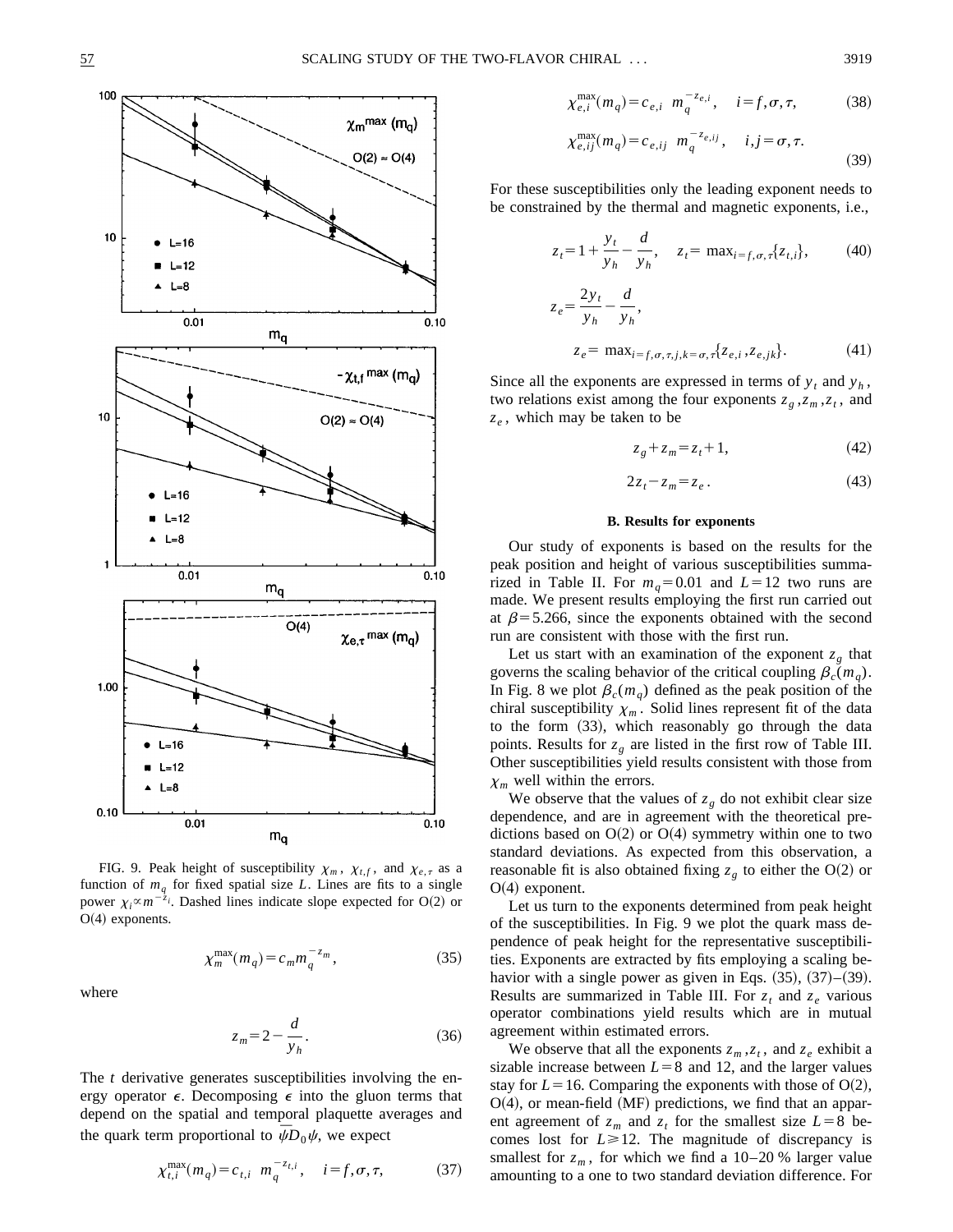FIG. 9. Peak height of susceptibility $\chi_m$, $\chi_{t,f}$, and $\chi_{e,\tau}$ as a function of $m_q$ for fixed spatial size $L$. Lines are fits to a single power $\chi_i \propto m^{-z_i}$. Dashed lines indicate slope expected for O(2) or O(4) exponents.

$$\chi_m^{\max}(m_q) = c_m m_q^{-z_m}, \tag{35}$$

where

$$z_m = 2 - \frac{d}{y_h}. \tag{36}$$

The $t$ derivative generates susceptibilities involving the energy operator $\epsilon$. Decomposing $\epsilon$ into the gluon terms that depend on the spatial and temporal plaquette averages and the quark term proportional to $\bar{\psi} D_0 \psi$, we expect

$$\chi_{t,i}^{\max}(m_q) = c_{t,i} \;\; m_q^{-z_{t,i}}, \quad i = f, \sigma, \tau, \tag{37}$$

$$\chi_{e,i}^{\max}(m_q) = c_{e,i} \;\; m_q^{-z_{e,i}}, \quad i = f, \sigma, \tau, \tag{38}$$

$$\chi_{e,ij}^{\max}(m_q) = c_{e,ij} \;\; m_q^{-z_{e,ij}}, \quad i,j = \sigma, \tau. \tag{39}$$

For these susceptibilities only the leading exponent needs to be constrained by the thermal and magnetic exponents, i.e.,

$$z_t = 1 + \frac{y_t}{y_h} - \frac{d}{y_h}, \quad z_t = \max_{i=f,\sigma,\tau}\{z_{t,i}\}, \tag{40}$$

$$z_e = \frac{2y_t}{y_h} - \frac{d}{y_h},$$

$$z_e = \max_{i=f,\sigma,\tau,j,k=\sigma,\tau}\{z_{e,i}, z_{e,jk}\}. \tag{41}$$

Since all the exponents are expressed in terms of $y_t$ and $y_h$, two relations exist among the four exponents $z_g, z_m, z_t$, and $z_e$, which may be taken to be

$$z_g + z_m = z_t + 1, \tag{42}$$

$$2z_t - z_m = z_e. \tag{43}$$

### B. Results for exponents

Our study of exponents is based on the results for the peak position and height of various susceptibilities summarized in Table II. For $m_q = 0.01$ and $L = 12$ two runs are made. We present results employing the first run carried out at $\beta = 5.266$, since the exponents obtained with the second run are consistent with those with the first run.

Let us start with an examination of the exponent $z_g$ that governs the scaling behavior of the critical coupling $\beta_c(m_q)$. In Fig. 8 we plot $\beta_c(m_q)$ defined as the peak position of the chiral susceptibility $\chi_m$. Solid lines represent fit of the data to the form (33), which reasonably go through the data points. Results for $z_g$ are listed in the first row of Table III. Other susceptibilities yield results consistent with those from $\chi_m$ well within the errors.

We observe that the values of $z_g$ do not exhibit clear size dependence, and are in agreement with the theoretical predictions based on O(2) or O(4) symmetry within one to two standard deviations. As expected from this observation, a reasonable fit is also obtained fixing $z_g$ to either the O(2) or O(4) exponent.

Let us turn to the exponents determined from peak height of the susceptibilities. In Fig. 9 we plot the quark mass dependence of peak height for the representative susceptibilities. Exponents are extracted by fits employing a scaling behavior with a single power as given in Eqs. (35), (37)–(39). Results are summarized in Table III. For $z_t$ and $z_e$ various operator combinations yield results which are in mutual agreement within estimated errors.

We observe that all the exponents $z_m, z_t$, and $z_e$ exhibit a sizable increase between $L = 8$ and 12, and the larger values stay for $L = 16$. Comparing the exponents with those of O(2), O(4), or mean-field (MF) predictions, we find that an apparent agreement of $z_m$ and $z_t$ for the smallest size $L = 8$ becomes lost for $L \geq 12$. The magnitude of discrepancy is smallest for $z_m$, for which we find a 10–20 % larger value amounting to a one to two standard deviation difference. For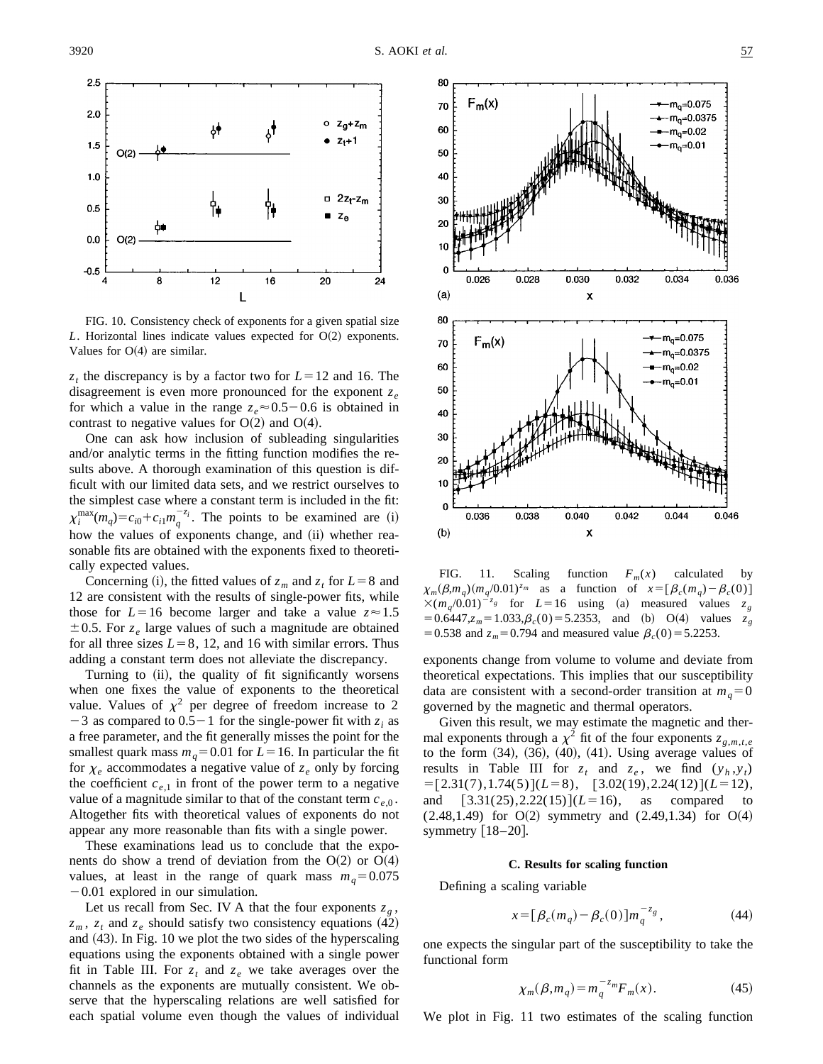FIG. 10. Consistency check of exponents for a given spatial size $L$. Horizontal lines indicate values expected for O(2) exponents. Values for O(4) are similar.

$z_t$ the discrepancy is by a factor two for $L=12$ and 16. The disagreement is even more pronounced for the exponent $z_e$ for which a value in the range $z_e \approx 0.5-0.6$ is obtained in contrast to negative values for O(2) and O(4).

One can ask how inclusion of subleading singularities and/or analytic terms in the fitting function modifies the results above. A thorough examination of this question is difficult with our limited data sets, and we restrict ourselves to the simplest case where a constant term is included in the fit: $\chi_i^{\max}(m_q)=c_{i0}+c_{i1}m_q^{-z_i}$. The points to be examined are (i) how the values of exponents change, and (ii) whether reasonable fits are obtained with the exponents fixed to theoretically expected values.

Concerning (i), the fitted values of $z_m$ and $z_t$ for $L=8$ and 12 are consistent with the results of single-power fits, while those for $L=16$ become larger and take a value $z \approx 1.5 \pm 0.5$. For $z_e$ large values of such a magnitude are obtained for all three sizes $L=8$, 12, and 16 with similar errors. Thus adding a constant term does not alleviate the discrepancy.

Turning to (ii), the quality of fit significantly worsens when one fixes the value of exponents to the theoretical value. Values of $\chi^2$ per degree of freedom increase to $2-3$ as compared to $0.5-1$ for the single-power fit with $z_i$ as a free parameter, and the fit generally misses the point for the smallest quark mass $m_q=0.01$ for $L=16$. In particular the fit for $\chi_e$ accommodates a negative value of $z_e$ only by forcing the coefficient $c_{e,1}$ in front of the power term to a negative value of a magnitude similar to that of the constant term $c_{e,0}$. Altogether fits with theoretical values of exponents do not appear any more reasonable than fits with a single power.

These examinations lead us to conclude that the exponents do show a trend of deviation from the O(2) or O(4) values, at least in the range of quark mass $m_q=0.075-0.01$ explored in our simulation.

Let us recall from Sec. IV A that the four exponents $z_g$, $z_m$, $z_t$ and $z_e$ should satisfy two consistency equations (42) and (43). In Fig. 10 we plot the two sides of the hyperscaling equations using the exponents obtained with a single power fit in Table III. For $z_t$ and $z_e$ we take averages over the channels as the exponents are mutually consistent. We observe that the hyperscaling relations are well satisfied for each spatial volume even though the values of individual exponents change from volume to volume and deviate from theoretical expectations. This implies that our susceptibility data are consistent with a second-order transition at $m_q=0$ governed by the magnetic and thermal operators.

Given this result, we may estimate the magnetic and thermal exponents through a $\chi^2$ fit of the four exponents $z_{g,m,t,e}$ to the form (34), (36), (40), (41). Using average values of results in Table III for $z_t$ and $z_e$, we find $(y_h, y_t) = [2.31(7), 1.74(5)](L=8)$, $[3.02(19), 2.24(12)](L=12)$, and $[3.31(25), 2.22(15)](L=16)$, as compared to $(2.48, 1.49)$ for O(2) symmetry and $(2.49, 1.34)$ for O(4) symmetry [18–20].

FIG. 11. Scaling function $F_m(x)$ calculated by $\chi_m(\beta, m_q)(m_q/0.01)^{z_m}$ as a function of $x=[\beta_c(m_q)-\beta_c(0)]\times(m_q/0.01)^{-z_g}$ for $L=16$ using (a) measured values $z_g=0.6447, z_m=1.033, \beta_c(0)=5.2353$, and (b) O(4) values $z_g=0.538$ and $z_m=0.794$ and measured value $\beta_c(0)=5.2253$.

### C. Results for scaling function

Defining a scaling variable

$$x=[\beta_c(m_q)-\beta_c(0)]m_q^{-z_g}, \tag{44}$$

one expects the singular part of the susceptibility to take the functional form

$$\chi_m(\beta, m_q)=m_q^{-z_m}F_m(x). \tag{45}$$

We plot in Fig. 11 two estimates of the scaling function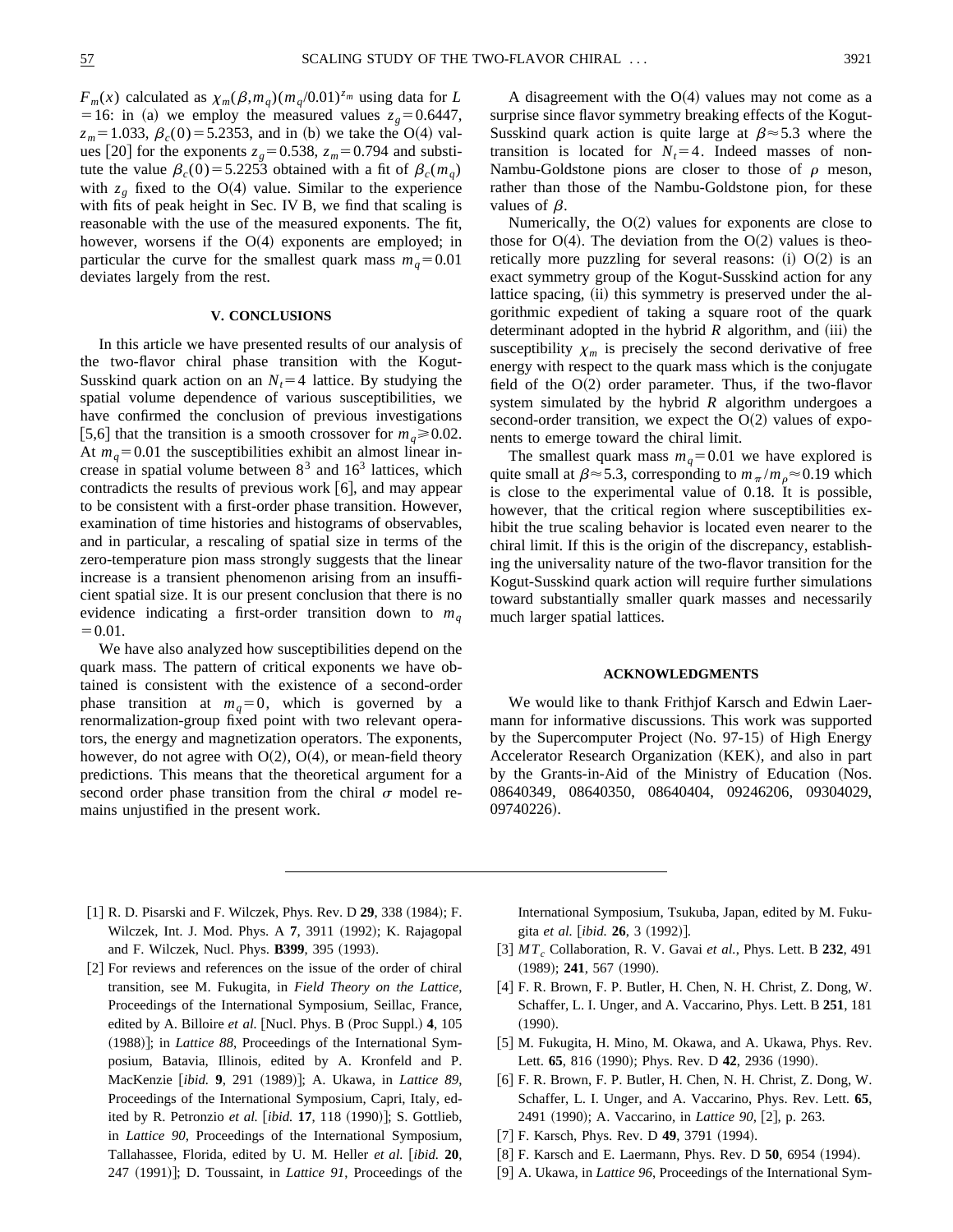$F_m(x)$ calculated as $\chi_m(\beta,m_q)(m_q/0.01)^{z_m}$ using data for $L=16$: in (a) we employ the measured values $z_g=0.6447$, $z_m=1.033$, $\beta_c(0)=5.2353$, and in (b) we take the O(4) values [20] for the exponents $z_g=0.538$, $z_m=0.794$ and substitute the value $\beta_c(0)=5.2253$ obtained with a fit of $\beta_c(m_q)$ with $z_g$ fixed to the O(4) value. Similar to the experience with fits of peak height in Sec. IV B, we find that scaling is reasonable with the use of the measured exponents. The fit, however, worsens if the O(4) exponents are employed; in particular the curve for the smallest quark mass $m_q=0.01$ deviates largely from the rest.

## V. CONCLUSIONS

In this article we have presented results of our analysis of the two-flavor chiral phase transition with the Kogut-Susskind quark action on an $N_t=4$ lattice. By studying the spatial volume dependence of various susceptibilities, we have confirmed the conclusion of previous investigations [5,6] that the transition is a smooth crossover for $m_q \geqslant 0.02$. At $m_q=0.01$ the susceptibilities exhibit an almost linear increase in spatial volume between $8^3$ and $16^3$ lattices, which contradicts the results of previous work [6], and may appear to be consistent with a first-order phase transition. However, examination of time histories and histograms of observables, and in particular, a rescaling of spatial size in terms of the zero-temperature pion mass strongly suggests that the linear increase is a transient phenomenon arising from an insufficient spatial size. It is our present conclusion that there is no evidence indicating a first-order transition down to $m_q=0.01$.

We have also analyzed how susceptibilities depend on the quark mass. The pattern of critical exponents we have obtained is consistent with the existence of a second-order phase transition at $m_q=0$, which is governed by a renormalization-group fixed point with two relevant operators, the energy and magnetization operators. The exponents, however, do not agree with O(2), O(4), or mean-field theory predictions. This means that the theoretical argument for a second order phase transition from the chiral $\sigma$ model remains unjustified in the present work.

A disagreement with the O(4) values may not come as a surprise since flavor symmetry breaking effects of the Kogut-Susskind quark action is quite large at $\beta \approx 5.3$ where the transition is located for $N_t=4$. Indeed masses of non-Nambu-Goldstone pions are closer to those of $\rho$ meson, rather than those of the Nambu-Goldstone pion, for these values of $\beta$.

Numerically, the O(2) values for exponents are close to those for O(4). The deviation from the O(2) values is theoretically more puzzling for several reasons: (i) O(2) is an exact symmetry group of the Kogut-Susskind action for any lattice spacing, (ii) this symmetry is preserved under the algorithmic expedient of taking a square root of the quark determinant adopted in the hybrid $R$ algorithm, and (iii) the susceptibility $\chi_m$ is precisely the second derivative of free energy with respect to the quark mass which is the conjugate field of the O(2) order parameter. Thus, if the two-flavor system simulated by the hybrid $R$ algorithm undergoes a second-order transition, we expect the O(2) values of exponents to emerge toward the chiral limit.

The smallest quark mass $m_q=0.01$ we have explored is quite small at $\beta \approx 5.3$, corresponding to $m_\pi/m_\rho \approx 0.19$ which is close to the experimental value of 0.18. It is possible, however, that the critical region where susceptibilities exhibit the true scaling behavior is located even nearer to the chiral limit. If this is the origin of the discrepancy, establishing the universality nature of the two-flavor transition for the Kogut-Susskind quark action will require further simulations toward substantially smaller quark masses and necessarily much larger spatial lattices.

## ACKNOWLEDGMENTS

We would like to thank Frithjof Karsch and Edwin Laermann for informative discussions. This work was supported by the Supercomputer Project (No. 97-15) of High Energy Accelerator Research Organization (KEK), and also in part by the Grants-in-Aid of the Ministry of Education (Nos. 08640349, 08640350, 08640404, 09246206, 09304029, 09740226).

---

[1] R. D. Pisarski and F. Wilczek, Phys. Rev. D **29**, 338 (1984); F. Wilczek, Int. J. Mod. Phys. A **7**, 3911 (1992); K. Rajagopal and F. Wilczek, Nucl. Phys. **B399**, 395 (1993).

[2] For reviews and references on the issue of the order of chiral transition, see M. Fukugita, in *Field Theory on the Lattice*, Proceedings of the International Symposium, Seillac, France, edited by A. Billoire *et al.* [Nucl. Phys. B (Proc Suppl.) **4**, 105 (1988)]; in *Lattice 88*, Proceedings of the International Symposium, Batavia, Illinois, edited by A. Kronfeld and P. MacKenzie [*ibid.* **9**, 291 (1989)]; A. Ukawa, in *Lattice 89*, Proceedings of the International Symposium, Capri, Italy, edited by R. Petronzio *et al.* [*ibid.* **17**, 118 (1990)]; S. Gottlieb, in *Lattice 90*, Proceedings of the International Symposium, Tallahassee, Florida, edited by U. M. Heller *et al.* [*ibid.* **20**, 247 (1991)]; D. Toussaint, in *Lattice 91*, Proceedings of the International Symposium, Tsukuba, Japan, edited by M. Fukugita *et al.* [*ibid.* **26**, 3 (1992)].

[3] $MT_c$ Collaboration, R. V. Gavai *et al.*, Phys. Lett. B **232**, 491 (1989); **241**, 567 (1990).

[4] F. R. Brown, F. P. Butler, H. Chen, N. H. Christ, Z. Dong, W. Schaffer, L. I. Unger, and A. Vaccarino, Phys. Lett. B **251**, 181 (1990).

[5] M. Fukugita, H. Mino, M. Okawa, and A. Ukawa, Phys. Rev. Lett. **65**, 816 (1990); Phys. Rev. D **42**, 2936 (1990).

[6] F. R. Brown, F. P. Butler, H. Chen, N. H. Christ, Z. Dong, W. Schaffer, L. I. Unger, and A. Vaccarino, Phys. Rev. Lett. **65**, 2491 (1990); A. Vaccarino, in *Lattice 90*, [2], p. 263.

[7] F. Karsch, Phys. Rev. D **49**, 3791 (1994).

[8] F. Karsch and E. Laermann, Phys. Rev. D **50**, 6954 (1994).

[9] A. Ukawa, in *Lattice 96*, Proceedings of the International Sym-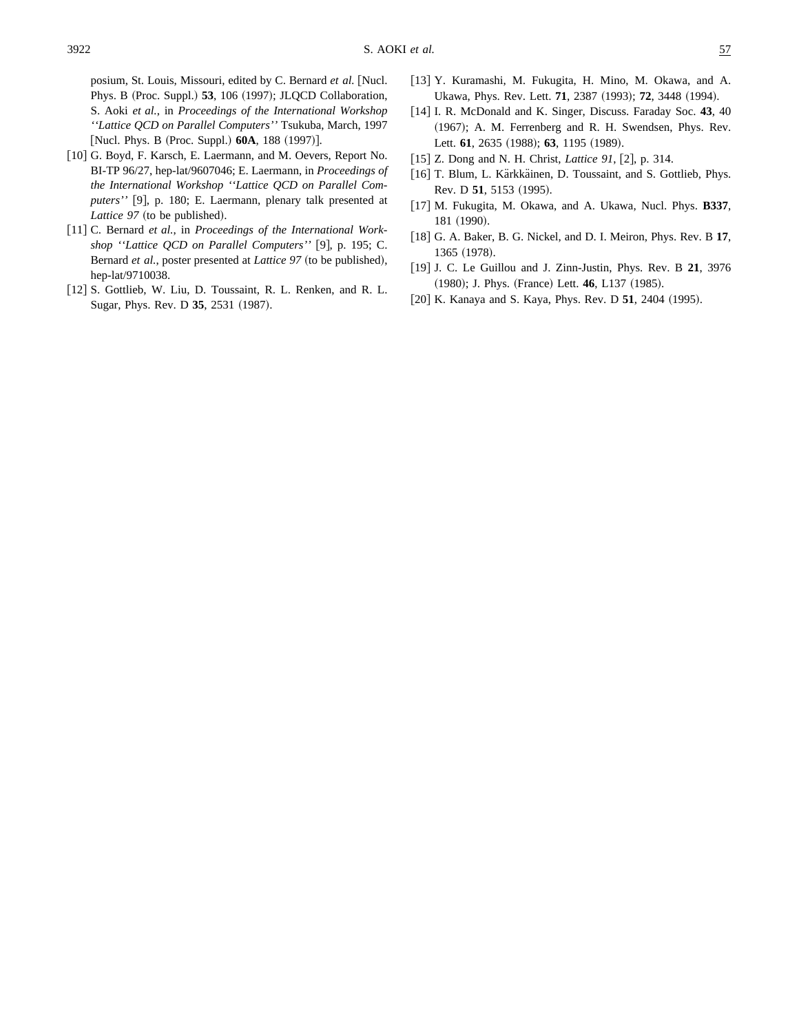posium, St. Louis, Missouri, edited by C. Bernard *et al.* [Nucl. Phys. B (Proc. Suppl.) **53**, 106 (1997); JLQCD Collaboration, S. Aoki *et al.*, in *Proceedings of the International Workshop ''Lattice QCD on Parallel Computers''* Tsukuba, March, 1997 [Nucl. Phys. B (Proc. Suppl.) **60A**, 188 (1997)].

[10] G. Boyd, F. Karsch, E. Laermann, and M. Oevers, Report No. BI-TP 96/27, hep-lat/9607046; E. Laermann, in *Proceedings of the International Workshop ''Lattice QCD on Parallel Computers''* [9], p. 180; E. Laermann, plenary talk presented at *Lattice 97* (to be published).

[11] C. Bernard *et al.*, in *Proceedings of the International Workshop ''Lattice QCD on Parallel Computers''* [9], p. 195; C. Bernard *et al.*, poster presented at *Lattice 97* (to be published), hep-lat/9710038.

[12] S. Gottlieb, W. Liu, D. Toussaint, R. L. Renken, and R. L. Sugar, Phys. Rev. D **35**, 2531 (1987).

[13] Y. Kuramashi, M. Fukugita, H. Mino, M. Okawa, and A. Ukawa, Phys. Rev. Lett. **71**, 2387 (1993); **72**, 3448 (1994).

[14] I. R. McDonald and K. Singer, Discuss. Faraday Soc. **43**, 40 (1967); A. M. Ferrenberg and R. H. Swendsen, Phys. Rev. Lett. **61**, 2635 (1988); **63**, 1195 (1989).

[15] Z. Dong and N. H. Christ, *Lattice 91*, [2], p. 314.

[16] T. Blum, L. Kärkkäinen, D. Toussaint, and S. Gottlieb, Phys. Rev. D **51**, 5153 (1995).

[17] M. Fukugita, M. Okawa, and A. Ukawa, Nucl. Phys. **B337**, 181 (1990).

[18] G. A. Baker, B. G. Nickel, and D. I. Meiron, Phys. Rev. B **17**, 1365 (1978).

[19] J. C. Le Guillou and J. Zinn-Justin, Phys. Rev. B **21**, 3976 (1980); J. Phys. (France) Lett. **46**, L137 (1985).

[20] K. Kanaya and S. Kaya, Phys. Rev. D **51**, 2404 (1995).